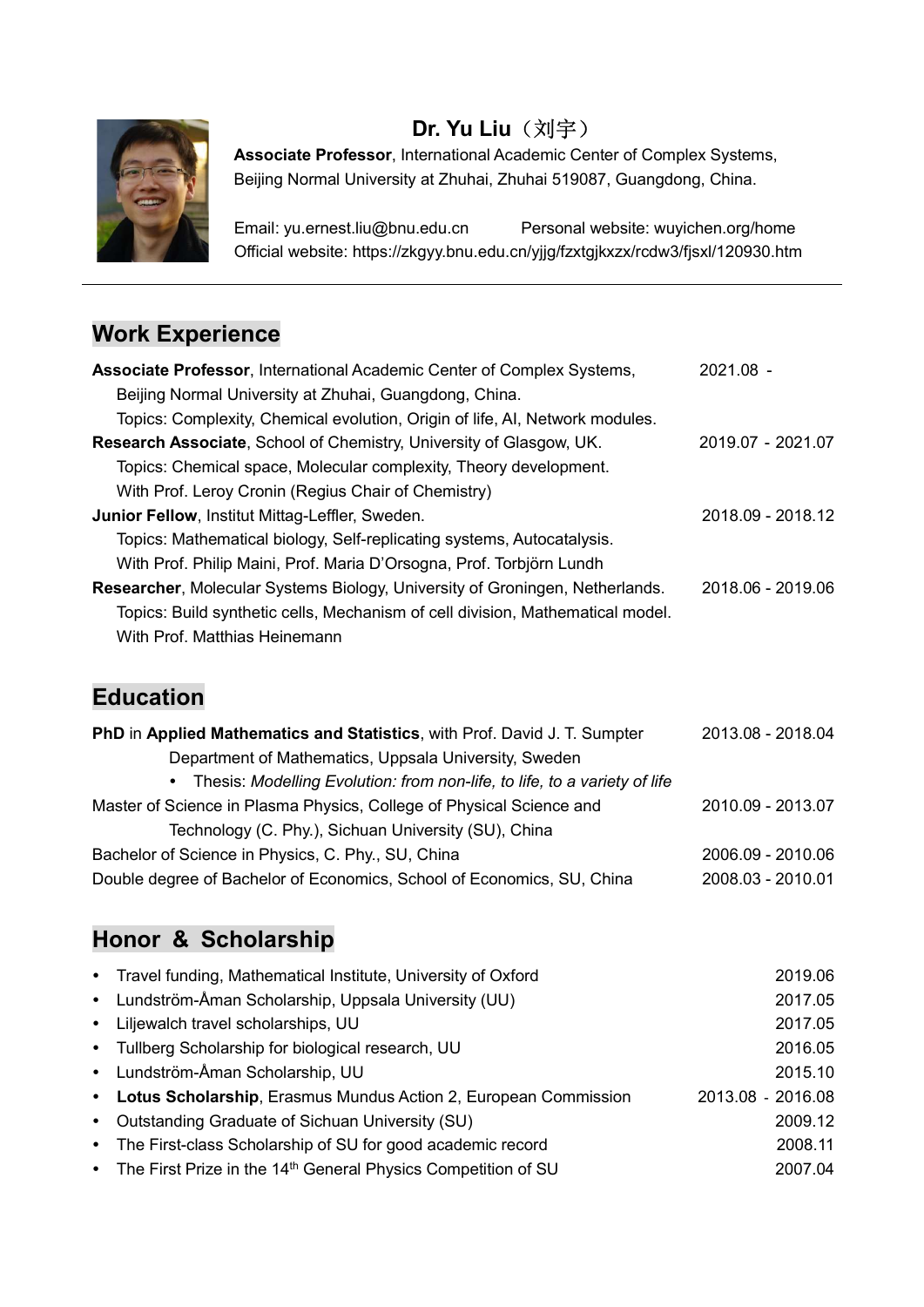# Dr. Yu Liu（刘宇）

**Associate Professor**, International Academic Center of Complex Systems, Beijing Normal University at Zhuhai, Zhuhai 519087, Guangdong, China.

Email: yu.ernest.liu@bnu.edu.cn     Personal website: wuyichen.org/home
Official website: https://zkgyy.bnu.edu.cn/yjjg/fzxtgjkxzx/rcdw3/fjsxl/120930.htm

---

## Work Experience

**Associate Professor**, International Academic Center of Complex Systems, Beijing Normal University at Zhuhai, Guangdong, China. — 2021.08 -
Topics: Complexity, Chemical evolution, Origin of life, AI, Network modules.

**Research Associate**, School of Chemistry, University of Glasgow, UK. — 2019.07 - 2021.07
Topics: Chemical space, Molecular complexity, Theory development.
With Prof. Leroy Cronin (Regius Chair of Chemistry)

**Junior Fellow**, Institut Mittag-Leffler, Sweden. — 2018.09 - 2018.12
Topics: Mathematical biology, Self-replicating systems, Autocatalysis.
With Prof. Philip Maini, Prof. Maria D'Orsogna, Prof. Torbjörn Lundh

**Researcher**, Molecular Systems Biology, University of Groningen, Netherlands. — 2018.06 - 2019.06
Topics: Build synthetic cells, Mechanism of cell division, Mathematical model.
With Prof. Matthias Heinemann

## Education

**PhD** in **Applied Mathematics and Statistics**, with Prof. David J. T. Sumpter — 2013.08 - 2018.04
Department of Mathematics, Uppsala University, Sweden
- Thesis: *Modelling Evolution: from non-life, to life, to a variety of life*

Master of Science in Plasma Physics, College of Physical Science and Technology (C. Phy.), Sichuan University (SU), China — 2010.09 - 2013.07

Bachelor of Science in Physics, C. Phy., SU, China — 2006.09 - 2010.06

Double degree of Bachelor of Economics, School of Economics, SU, China — 2008.03 - 2010.01

## Honor & Scholarship

- Travel funding, Mathematical Institute, University of Oxford — 2019.06
- Lundström-Åman Scholarship, Uppsala University (UU) — 2017.05
- Liljewalch travel scholarships, UU — 2017.05
- Tullberg Scholarship for biological research, UU — 2016.05
- Lundström-Åman Scholarship, UU — 2015.10
- **Lotus Scholarship**, Erasmus Mundus Action 2, European Commission — 2013.08 - 2016.08
- Outstanding Graduate of Sichuan University (SU) — 2009.12
- The First-class Scholarship of SU for good academic record — 2008.11
- The First Prize in the 14th General Physics Competition of SU — 2007.04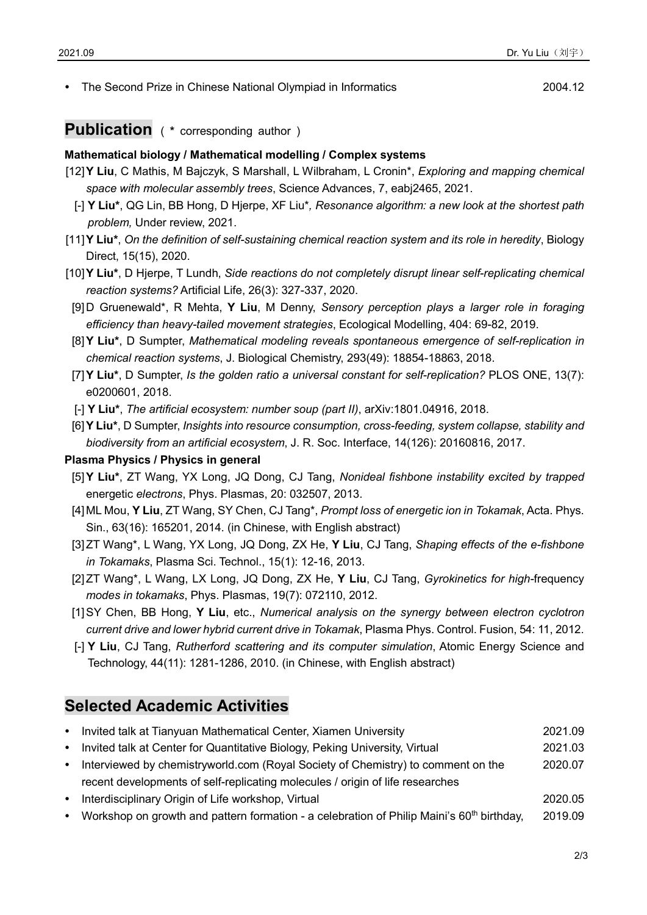- The Second Prize in Chinese National Olympiad in Informatics 2004.12

## Publication ( * corresponding author )

**Mathematical biology / Mathematical modelling / Complex systems**

[12] **Y Liu**, C Mathis, M Bajczyk, S Marshall, L Wilbraham, L Cronin*, *Exploring and mapping chemical space with molecular assembly trees*, Science Advances, 7, eabj2465, 2021.

[-] **Y Liu***, QG Lin, BB Hong, D Hjerpe, XF Liu*, *Resonance algorithm: a new look at the shortest path problem,* Under review, 2021.

[11] **Y Liu***, *On the definition of self-sustaining chemical reaction system and its role in heredity*, Biology Direct, 15(15), 2020.

[10] **Y Liu***, D Hjerpe, T Lundh, *Side reactions do not completely disrupt linear self-replicating chemical reaction systems?* Artificial Life, 26(3): 327-337, 2020.

[9] D Gruenewald*, R Mehta, **Y Liu**, M Denny, *Sensory perception plays a larger role in foraging efficiency than heavy-tailed movement strategies*, Ecological Modelling, 404: 69-82, 2019.

[8] **Y Liu***, D Sumpter, *Mathematical modeling reveals spontaneous emergence of self-replication in chemical reaction systems*, J. Biological Chemistry, 293(49): 18854-18863, 2018.

[7] **Y Liu***, D Sumpter, *Is the golden ratio a universal constant for self-replication?* PLOS ONE, 13(7): e0200601, 2018.

[-] **Y Liu***, *The artificial ecosystem: number soup (part II)*, arXiv:1801.04916, 2018.

[6] **Y Liu***, D Sumpter, *Insights into resource consumption, cross-feeding, system collapse, stability and biodiversity from an artificial ecosystem*, J. R. Soc. Interface, 14(126): 20160816, 2017.

**Plasma Physics / Physics in general**

[5] **Y Liu***, ZT Wang, YX Long, JQ Dong, CJ Tang, *Nonideal fishbone instability excited by trapped* energetic *electrons*, Phys. Plasmas, 20: 032507, 2013.

[4] ML Mou, **Y Liu**, ZT Wang, SY Chen, CJ Tang*, *Prompt loss of energetic ion in Tokamak*, Acta. Phys. Sin., 63(16): 165201, 2014. (in Chinese, with English abstract)

[3] ZT Wang*, L Wang, YX Long, JQ Dong, ZX He, **Y Liu**, CJ Tang, *Shaping effects of the e-fishbone in Tokamaks*, Plasma Sci. Technol., 15(1): 12-16, 2013.

[2] ZT Wang*, L Wang, LX Long, JQ Dong, ZX He, **Y Liu**, CJ Tang, *Gyrokinetics for high*-frequency *modes in tokamaks*, Phys. Plasmas, 19(7): 072110, 2012.

[1] SY Chen, BB Hong, **Y Liu**, etc., *Numerical analysis on the synergy between electron cyclotron current drive and lower hybrid current drive in Tokamak*, Plasma Phys. Control. Fusion, 54: 11, 2012.

[-] **Y Liu**, CJ Tang, *Rutherford scattering and its computer simulation*, Atomic Energy Science and Technology, 44(11): 1281-1286, 2010. (in Chinese, with English abstract)

## Selected Academic Activities

- Invited talk at Tianyuan Mathematical Center, Xiamen University 2021.09
- Invited talk at Center for Quantitative Biology, Peking University, Virtual 2021.03
- Interviewed by chemistryworld.com (Royal Society of Chemistry) to comment on the recent developments of self-replicating molecules / origin of life researches 2020.07
- Interdisciplinary Origin of Life workshop, Virtual 2020.05
- Workshop on growth and pattern formation - a celebration of Philip Maini's 60th birthday, 2019.09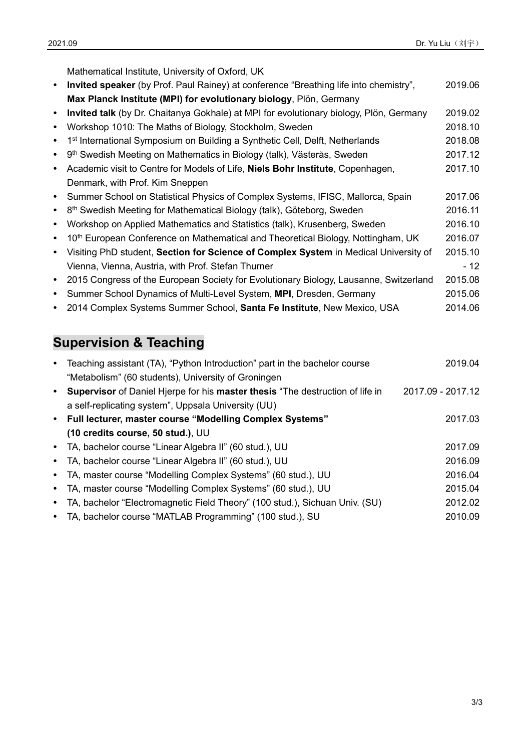Mathematical Institute, University of Oxford, UK

- **Invited speaker** (by Prof. Paul Rainey) at conference "Breathing life into chemistry", **Max Planck Institute (MPI) for evolutionary biology**, Plön, Germany — 2019.06
- **Invited talk** (by Dr. Chaitanya Gokhale) at MPI for evolutionary biology, Plön, Germany — 2019.02
- Workshop 1010: The Maths of Biology, Stockholm, Sweden — 2018.10
- 1st International Symposium on Building a Synthetic Cell, Delft, Netherlands — 2018.08
- 9th Swedish Meeting on Mathematics in Biology (talk), Västerås, Sweden — 2017.12
- Academic visit to Centre for Models of Life, **Niels Bohr Institute**, Copenhagen, Denmark, with Prof. Kim Sneppen — 2017.10
- Summer School on Statistical Physics of Complex Systems, IFISC, Mallorca, Spain — 2017.06
- 8th Swedish Meeting for Mathematical Biology (talk), Göteborg, Sweden — 2016.11
- Workshop on Applied Mathematics and Statistics (talk), Krusenberg, Sweden — 2016.10
- 10th European Conference on Mathematical and Theoretical Biology, Nottingham, UK — 2016.07
- Visiting PhD student, **Section for Science of Complex System** in Medical University of Vienna, Vienna, Austria, with Prof. Stefan Thurner — 2015.10 - 12
- 2015 Congress of the European Society for Evolutionary Biology, Lausanne, Switzerland — 2015.08
- Summer School Dynamics of Multi-Level System, **MPI**, Dresden, Germany — 2015.06
- 2014 Complex Systems Summer School, **Santa Fe Institute**, New Mexico, USA — 2014.06

## Supervision & Teaching

- Teaching assistant (TA), "Python Introduction" part in the bachelor course "Metabolism" (60 students), University of Groningen — 2019.04
- **Supervisor** of Daniel Hjerpe for his **master thesis** "The destruction of life in a self-replicating system", Uppsala University (UU) — 2017.09 - 2017.12
- **Full lecturer, master course "Modelling Complex Systems" (10 credits course, 50 stud.)**, UU — 2017.03
- TA, bachelor course "Linear Algebra II" (60 stud.), UU — 2017.09
- TA, bachelor course "Linear Algebra II" (60 stud.), UU — 2016.09
- TA, master course "Modelling Complex Systems" (60 stud.), UU — 2016.04
- TA, master course "Modelling Complex Systems" (60 stud.), UU — 2015.04
- TA, bachelor "Electromagnetic Field Theory" (100 stud.), Sichuan Univ. (SU) — 2012.02
- TA, bachelor course "MATLAB Programming" (100 stud.), SU — 2010.09